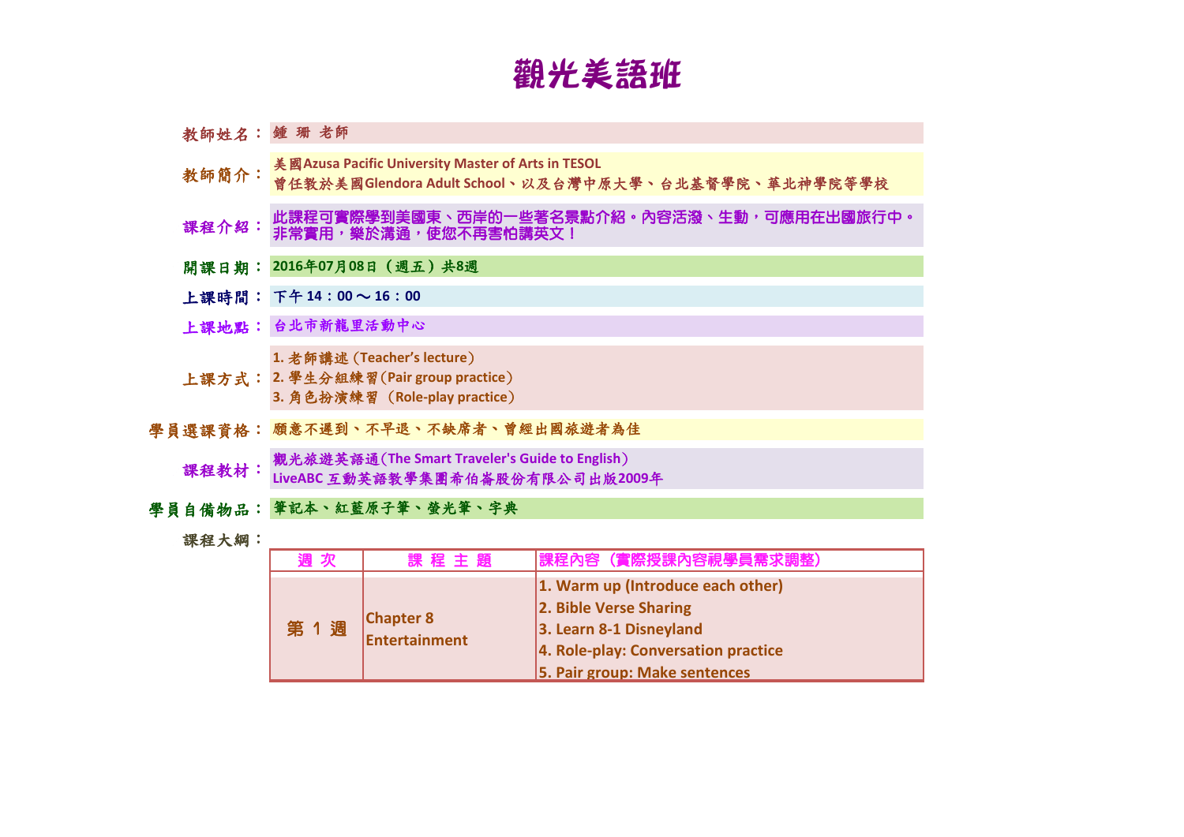# 觀光美語班

**教師姓名：** 鍾 珊 老師

**教師簡介：** 美國Azusa Pacific University Master of Arts in TESOL
曾任教於美國Glendora Adult School、以及台灣中原大學、台北基督學院、華北神學院等學校

**課程介紹：** 此課程可實際學到美國東、西岸的一些著名景點介紹。內容活潑、生動，可應用在出國旅行中。非常實用，樂於溝通，使您不再害怕講英文！

**開課日期：** 2016年07月08日（週五）共8週

**上課時間：** 下午 14：00～16：00

**上課地點：** 台北市新龍里活動中心

**上課方式：**
1. 老師講述（Teacher's lecture）
2. 學生分組練習（Pair group practice）
3. 角色扮演練習 （Role-play practice）

**學員選課資格：** 願意不遲到、不早退、不缺席者、曾經出國旅遊者為佳

**課程教材：** 觀光旅遊英語通（The Smart Traveler's Guide to English）
LiveABC 互動英語教學集團希伯崙股份有限公司出版2009年

**學員自備物品：** 筆記本、紅藍原子筆、螢光筆、字典

**課程大綱：**

| 週 次 | 課 程 主 題 | 課程內容（實際授課內容視學員需求調整） |
|---|---|---|
| 第 1 週 | Chapter 8 Entertainment | 1. Warm up (Introduce each other)<br>2. Bible Verse Sharing<br>3. Learn 8-1 Disneyland<br>4. Role-play: Conversation practice<br>5. Pair group: Make sentences |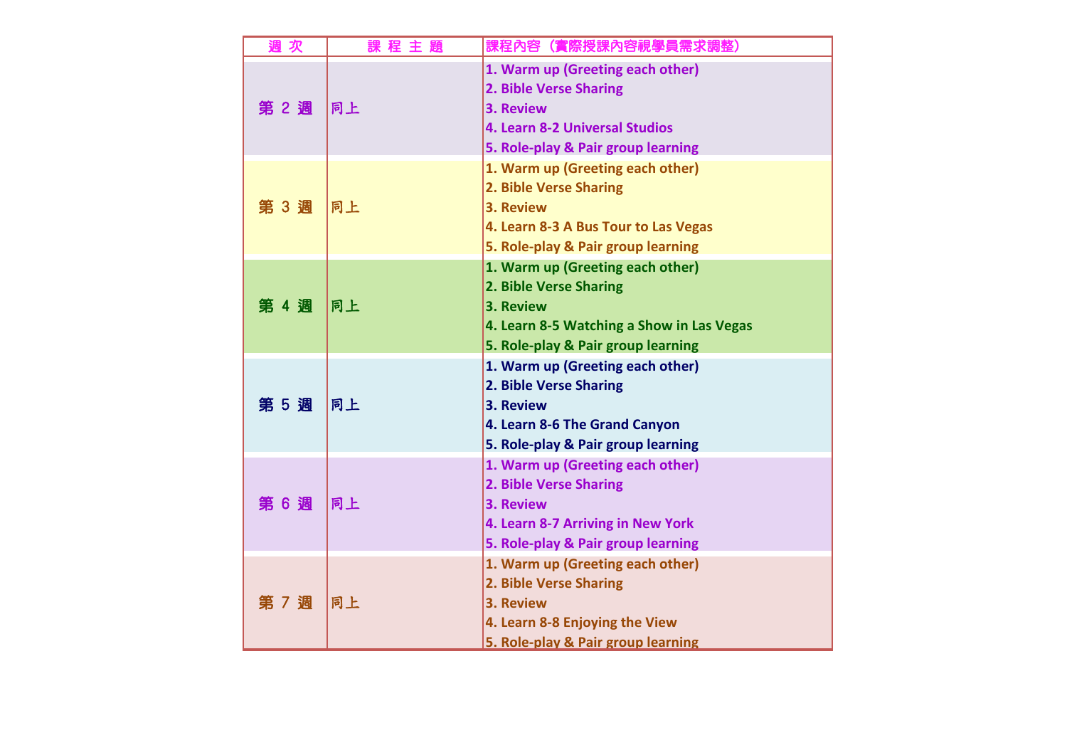| 週 次 | 課 程 主 題 | 課程內容（實際授課內容視學員需求調整） |
| --- | --- | --- |
| 第 2 週 | 同上 | 1. Warm up (Greeting each other)<br>2. Bible Verse Sharing<br>3. Review<br>4. Learn 8-2 Universal Studios<br>5. Role-play & Pair group learning |
| 第 3 週 | 同上 | 1. Warm up (Greeting each other)<br>2. Bible Verse Sharing<br>3. Review<br>4. Learn 8-3 A Bus Tour to Las Vegas<br>5. Role-play & Pair group learning |
| 第 4 週 | 同上 | 1. Warm up (Greeting each other)<br>2. Bible Verse Sharing<br>3. Review<br>4. Learn 8-5 Watching a Show in Las Vegas<br>5. Role-play & Pair group learning |
| 第 5 週 | 同上 | 1. Warm up (Greeting each other)<br>2. Bible Verse Sharing<br>3. Review<br>4. Learn 8-6 The Grand Canyon<br>5. Role-play & Pair group learning |
| 第 6 週 | 同上 | 1. Warm up (Greeting each other)<br>2. Bible Verse Sharing<br>3. Review<br>4. Learn 8-7 Arriving in New York<br>5. Role-play & Pair group learning |
| 第 7 週 | 同上 | 1. Warm up (Greeting each other)<br>2. Bible Verse Sharing<br>3. Review<br>4. Learn 8-8 Enjoying the View<br>5. Role-play & Pair group learning |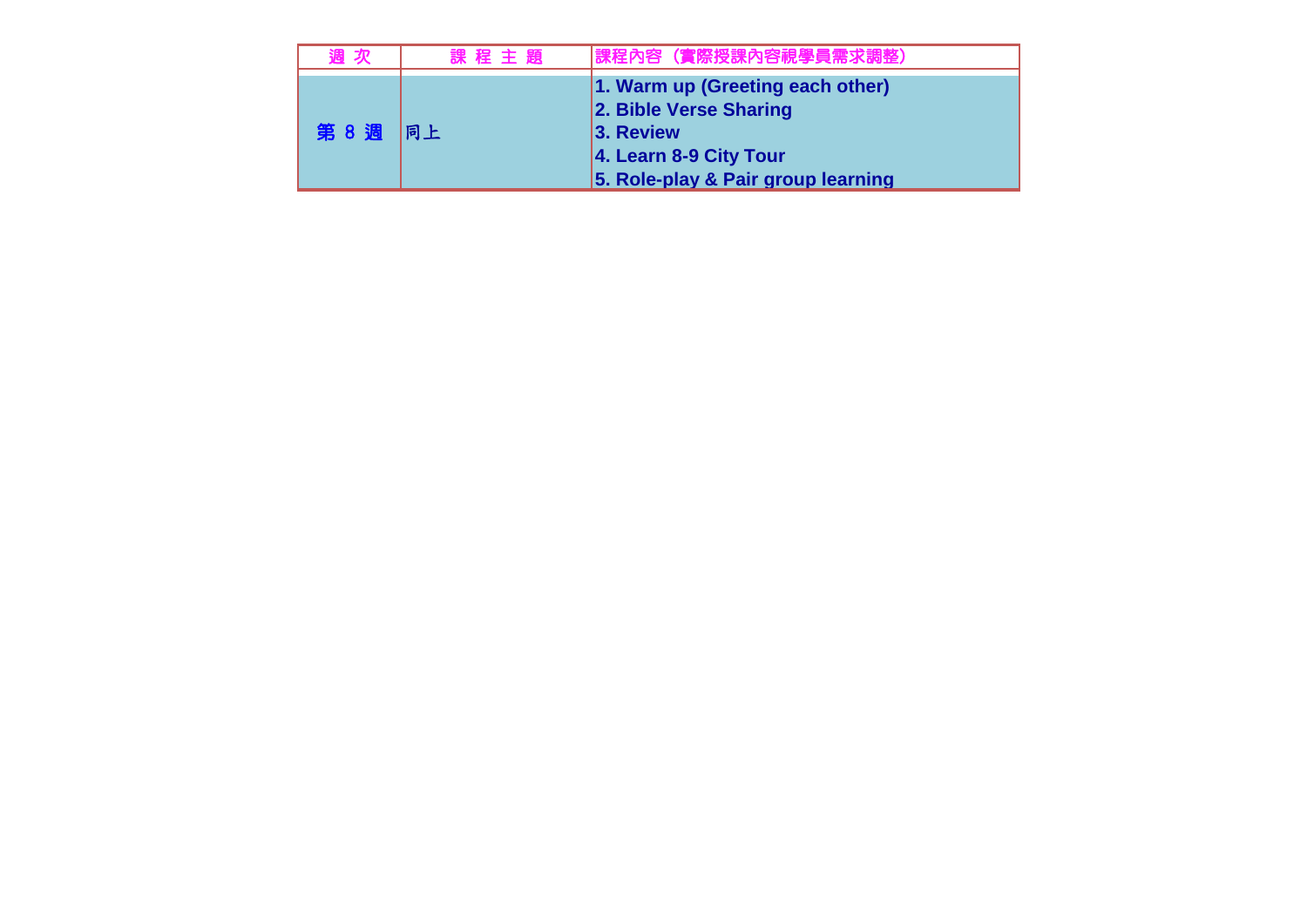| 週 次 | 課 程 主 題 | 課程內容（實際授課內容視學員需求調整） |
| --- | --- | --- |
| 第 8 週 | 同上 | **1. Warm up (Greeting each other)**<br>**2. Bible Verse Sharing**<br>**3. Review**<br>**4. Learn 8-9 City Tour**<br>**5. Role-play & Pair group learning** |